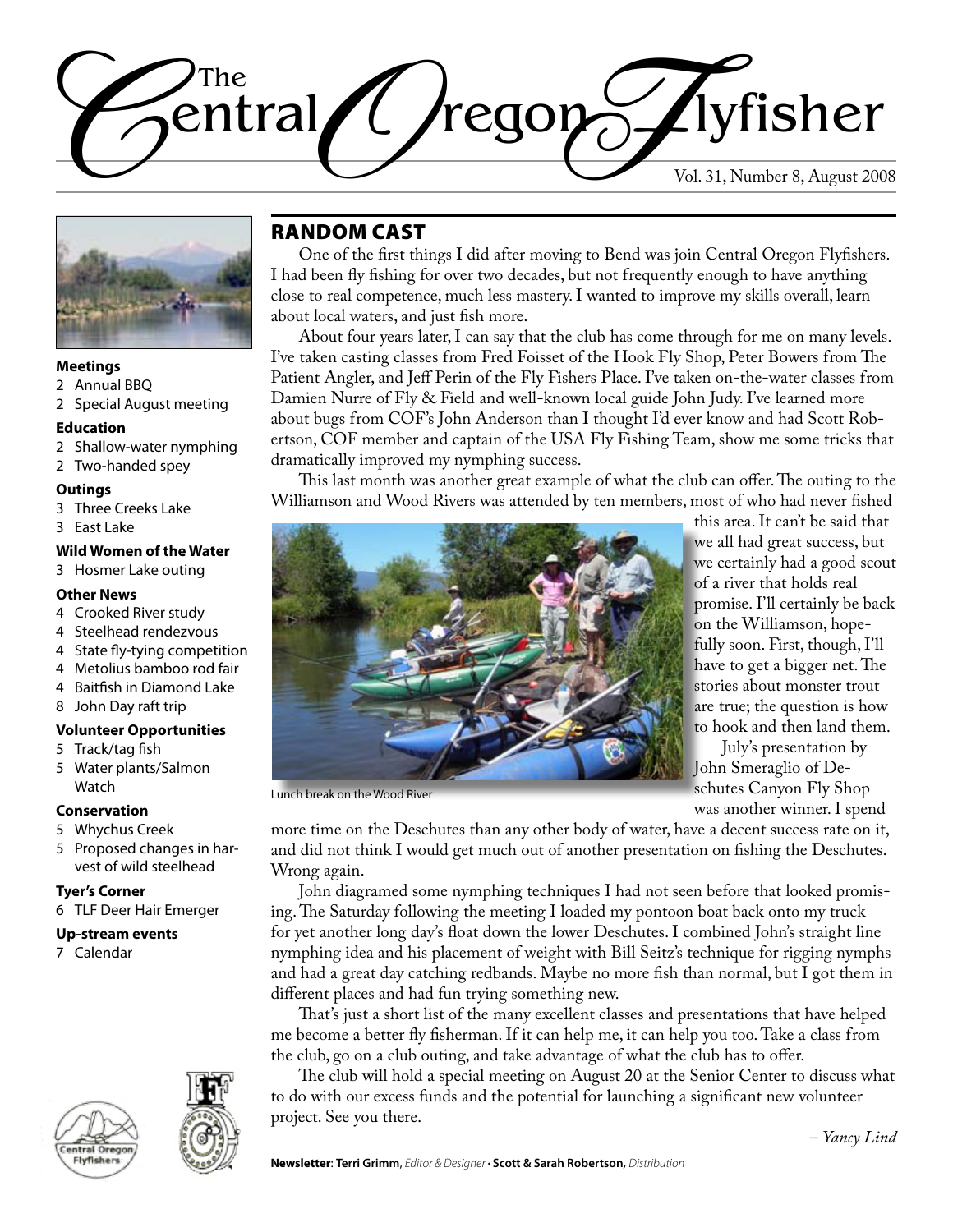# The Central Oregon Flyfisher

Vol. 31, Number 8, August 2008

**Meetings**
- 2 Annual BBQ
- 2 Special August meeting

**Education**
- 2 Shallow-water nymphing
- 2 Two-handed spey

**Outings**
- 3 Three Creeks Lake
- 3 East Lake

**Wild Women of the Water**
- 3 Hosmer Lake outing

**Other News**
- 4 Crooked River study
- 4 Steelhead rendezvous
- 4 State fly-tying competition
- 4 Metolius bamboo rod fair
- 4 Baitfish in Diamond Lake
- 8 John Day raft trip

**Volunteer Opportunities**
- 5 Track/tag fish
- 5 Water plants/Salmon Watch

**Conservation**
- 5 Whychus Creek
- 5 Proposed changes in harvest of wild steelhead

**Tyer's Corner**
- 6 TLF Deer Hair Emerger

**Up-stream events**
- 7 Calendar

## RANDOM CAST

One of the first things I did after moving to Bend was join Central Oregon Flyfishers. I had been fly fishing for over two decades, but not frequently enough to have anything close to real competence, much less mastery. I wanted to improve my skills overall, learn about local waters, and just fish more.

About four years later, I can say that the club has come through for me on many levels. I've taken casting classes from Fred Foisset of the Hook Fly Shop, Peter Bowers from The Patient Angler, and Jeff Perin of the Fly Fishers Place. I've taken on-the-water classes from Damien Nurre of Fly & Field and well-known local guide John Judy. I've learned more about bugs from COF's John Anderson than I thought I'd ever know and had Scott Robertson, COF member and captain of the USA Fly Fishing Team, show me some tricks that dramatically improved my nymphing success.

This last month was another great example of what the club can offer. The outing to the Williamson and Wood Rivers was attended by ten members, most of who had never fished this area. It can't be said that we all had great success, but we certainly had a good scout of a river that holds real promise. I'll certainly be back on the Williamson, hopefully soon. First, though, I'll have to get a bigger net. The stories about monster trout are true; the question is how to hook and then land them.

Lunch break on the Wood River

July's presentation by John Smeraglio of Deschutes Canyon Fly Shop was another winner. I spend more time on the Deschutes than any other body of water, have a decent success rate on it, and did not think I would get much out of another presentation on fishing the Deschutes. Wrong again.

John diagramed some nymphing techniques I had not seen before that looked promising. The Saturday following the meeting I loaded my pontoon boat back onto my truck for yet another long day's float down the lower Deschutes. I combined John's straight line nymphing idea and his placement of weight with Bill Seitz's technique for rigging nymphs and had a great day catching redbands. Maybe no more fish than normal, but I got them in different places and had fun trying something new.

That's just a short list of the many excellent classes and presentations that have helped me become a better fly fisherman. If it can help me, it can help you too. Take a class from the club, go on a club outing, and take advantage of what the club has to offer.

The club will hold a special meeting on August 20 at the Senior Center to discuss what to do with our excess funds and the potential for launching a significant new volunteer project. See you there.

*– Yancy Lind*

**Newsletter**: **Terri Grimm**, *Editor & Designer* • **Scott & Sarah Robertson,** *Distribution*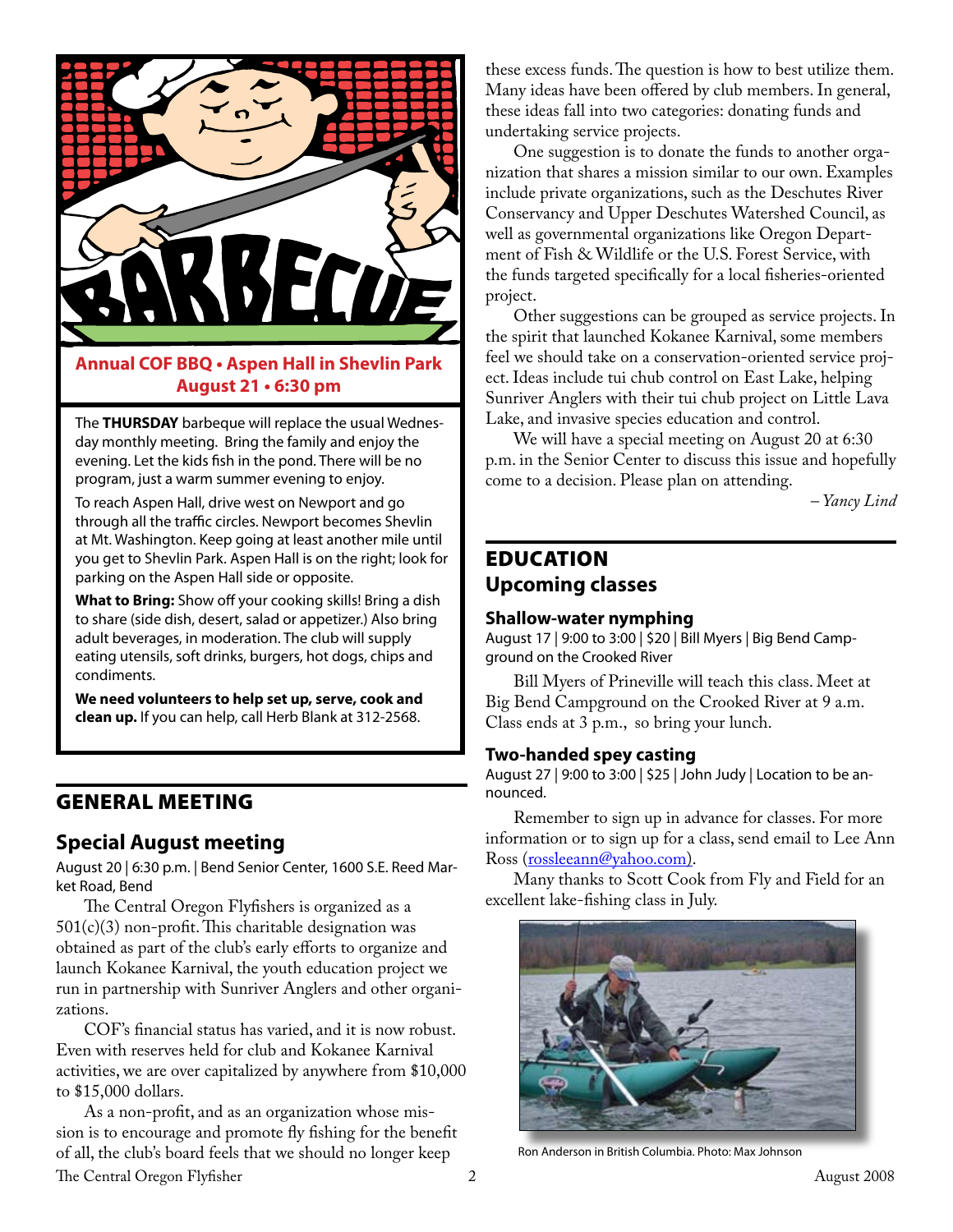## Annual COF BBQ • Aspen Hall in Shevlin Park

**August 21 • 6:30 pm**

The **THURSDAY** barbeque will replace the usual Wednesday monthly meeting. Bring the family and enjoy the evening. Let the kids fish in the pond. There will be no program, just a warm summer evening to enjoy.

To reach Aspen Hall, drive west on Newport and go through all the traffic circles. Newport becomes Shevlin at Mt. Washington. Keep going at least another mile until you get to Shevlin Park. Aspen Hall is on the right; look for parking on the Aspen Hall side or opposite.

**What to Bring:** Show off your cooking skills! Bring a dish to share (side dish, desert, salad or appetizer.) Also bring adult beverages, in moderation. The club will supply eating utensils, soft drinks, burgers, hot dogs, chips and condiments.

**We need volunteers to help set up, serve, cook and clean up.** If you can help, call Herb Blank at 312-2568.

# GENERAL MEETING

## Special August meeting

August 20 | 6:30 p.m. | Bend Senior Center, 1600 S.E. Reed Market Road, Bend

The Central Oregon Flyfishers is organized as a 501(c)(3) non-profit. This charitable designation was obtained as part of the club's early efforts to organize and launch Kokanee Karnival, the youth education project we run in partnership with Sunriver Anglers and other organizations.

COF's financial status has varied, and it is now robust. Even with reserves held for club and Kokanee Karnival activities, we are over capitalized by anywhere from $10,000 to $15,000 dollars.

As a non-profit, and as an organization whose mission is to encourage and promote fly fishing for the benefit of all, the club's board feels that we should no longer keep these excess funds. The question is how to best utilize them. Many ideas have been offered by club members. In general, these ideas fall into two categories: donating funds and undertaking service projects.

One suggestion is to donate the funds to another organization that shares a mission similar to our own. Examples include private organizations, such as the Deschutes River Conservancy and Upper Deschutes Watershed Council, as well as governmental organizations like Oregon Department of Fish & Wildlife or the U.S. Forest Service, with the funds targeted specifically for a local fisheries-oriented project.

Other suggestions can be grouped as service projects. In the spirit that launched Kokanee Karnival, some members feel we should take on a conservation-oriented service project. Ideas include tui chub control on East Lake, helping Sunriver Anglers with their tui chub project on Little Lava Lake, and invasive species education and control.

We will have a special meeting on August 20 at 6:30 p.m. in the Senior Center to discuss this issue and hopefully come to a decision. Please plan on attending.

*– Yancy Lind*

# EDUCATION

## Upcoming classes

### Shallow-water nymphing

August 17 | 9:00 to 3:00 | $20 | Bill Myers | Big Bend Campground on the Crooked River

Bill Myers of Prineville will teach this class. Meet at Big Bend Campground on the Crooked River at 9 a.m. Class ends at 3 p.m., so bring your lunch.

### Two-handed spey casting

August 27 | 9:00 to 3:00 | $25 | John Judy | Location to be announced.

Remember to sign up in advance for classes. For more information or to sign up for a class, send email to Lee Ann Ross (rossleeann@yahoo.com).

Many thanks to Scott Cook from Fly and Field for an excellent lake-fishing class in July.

Ron Anderson in British Columbia. Photo: Max Johnson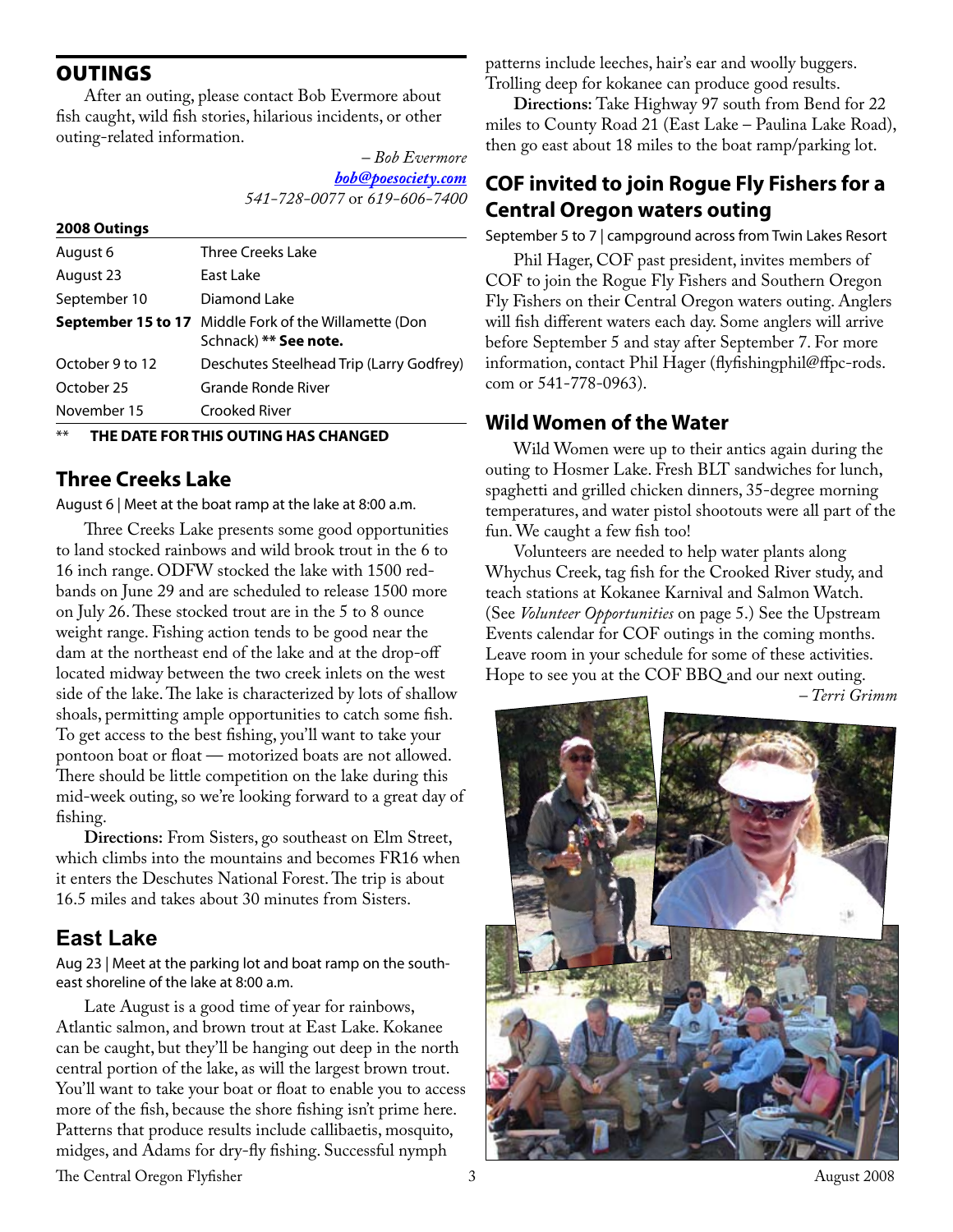## OUTINGS

After an outing, please contact Bob Evermore about fish caught, wild fish stories, hilarious incidents, or other outing-related information.

*– Bob Evermore*
*bob@poesociety.com*
*541-728-0077* or *619-606-7400*

**2008 Outings**

| | |
|---|---|
| August 6 | Three Creeks Lake |
| August 23 | East Lake |
| September 10 | Diamond Lake |
| **September 15 to 17** | Middle Fork of the Willamette (Don Schnack) **** See note.** |
| October 9 to 12 | Deschutes Steelhead Trip (Larry Godfrey) |
| October 25 | Grande Ronde River |
| November 15 | Crooked River |

** **THE DATE FOR THIS OUTING HAS CHANGED**

### Three Creeks Lake

August 6 | Meet at the boat ramp at the lake at 8:00 a.m.

Three Creeks Lake presents some good opportunities to land stocked rainbows and wild brook trout in the 6 to 16 inch range. ODFW stocked the lake with 1500 redbands on June 29 and are scheduled to release 1500 more on July 26. These stocked trout are in the 5 to 8 ounce weight range. Fishing action tends to be good near the dam at the northeast end of the lake and at the drop-off located midway between the two creek inlets on the west side of the lake. The lake is characterized by lots of shallow shoals, permitting ample opportunities to catch some fish. To get access to the best fishing, you'll want to take your pontoon boat or float — motorized boats are not allowed. There should be little competition on the lake during this mid-week outing, so we're looking forward to a great day of fishing.

**Directions:** From Sisters, go southeast on Elm Street, which climbs into the mountains and becomes FR16 when it enters the Deschutes National Forest. The trip is about 16.5 miles and takes about 30 minutes from Sisters.

### East Lake

Aug 23 | Meet at the parking lot and boat ramp on the southeast shoreline of the lake at 8:00 a.m.

Late August is a good time of year for rainbows, Atlantic salmon, and brown trout at East Lake. Kokanee can be caught, but they'll be hanging out deep in the north central portion of the lake, as will the largest brown trout. You'll want to take your boat or float to enable you to access more of the fish, because the shore fishing isn't prime here. Patterns that produce results include callibaetis, mosquito, midges, and Adams for dry-fly fishing. Successful nymph patterns include leeches, hair's ear and woolly buggers. Trolling deep for kokanee can produce good results.

**Directions:** Take Highway 97 south from Bend for 22 miles to County Road 21 (East Lake – Paulina Lake Road), then go east about 18 miles to the boat ramp/parking lot.

## COF invited to join Rogue Fly Fishers for a Central Oregon waters outing

September 5 to 7 | campground across from Twin Lakes Resort

Phil Hager, COF past president, invites members of COF to join the Rogue Fly Fishers and Southern Oregon Fly Fishers on their Central Oregon waters outing. Anglers will fish different waters each day. Some anglers will arrive before September 5 and stay after September 7. For more information, contact Phil Hager (flyfishingphil@ffpc-rods.com or 541-778-0963).

## Wild Women of the Water

Wild Women were up to their antics again during the outing to Hosmer Lake. Fresh BLT sandwiches for lunch, spaghetti and grilled chicken dinners, 35-degree morning temperatures, and water pistol shootouts were all part of the fun. We caught a few fish too!

Volunteers are needed to help water plants along Whychus Creek, tag fish for the Crooked River study, and teach stations at Kokanee Karnival and Salmon Watch. (See *Volunteer Opportunities* on page 5.) See the Upstream Events calendar for COF outings in the coming months. Leave room in your schedule for some of these activities. Hope to see you at the COF BBQ and our next outing.

*– Terri Grimm*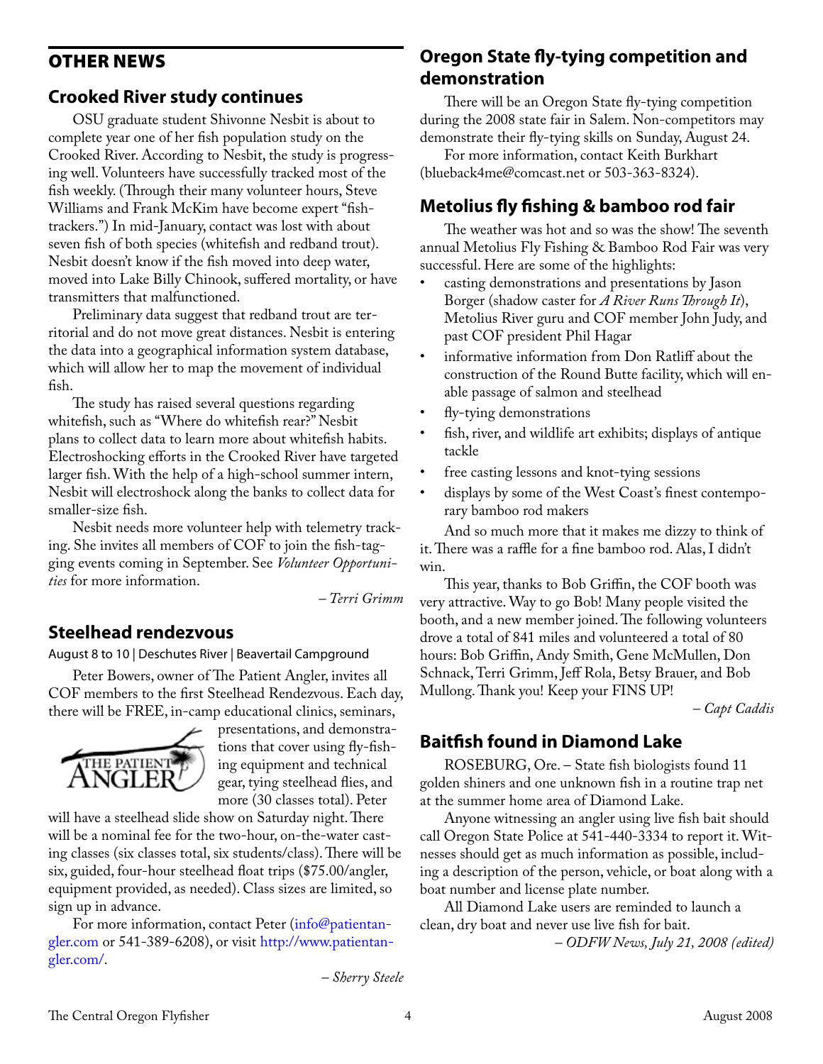## OTHER NEWS

### Crooked River study continues

OSU graduate student Shivonne Nesbit is about to complete year one of her fish population study on the Crooked River. According to Nesbit, the study is progressing well. Volunteers have successfully tracked most of the fish weekly. (Through their many volunteer hours, Steve Williams and Frank McKim have become expert "fish-trackers.") In mid-January, contact was lost with about seven fish of both species (whitefish and redband trout). Nesbit doesn't know if the fish moved into deep water, moved into Lake Billy Chinook, suffered mortality, or have transmitters that malfunctioned.

Preliminary data suggest that redband trout are territorial and do not move great distances. Nesbit is entering the data into a geographical information system database, which will allow her to map the movement of individual fish.

The study has raised several questions regarding whitefish, such as "Where do whitefish rear?" Nesbit plans to collect data to learn more about whitefish habits. Electroshocking efforts in the Crooked River have targeted larger fish. With the help of a high-school summer intern, Nesbit will electroshock along the banks to collect data for smaller-size fish.

Nesbit needs more volunteer help with telemetry tracking. She invites all members of COF to join the fish-tagging events coming in September. See *Volunteer Opportunities* for more information.

*– Terri Grimm*

### Steelhead rendezvous

August 8 to 10 | Deschutes River | Beavertail Campground

Peter Bowers, owner of The Patient Angler, invites all COF members to the first Steelhead Rendezvous. Each day, there will be FREE, in-camp educational clinics, seminars, presentations, and demonstrations that cover using fly-fishing equipment and technical gear, tying steelhead flies, and more (30 classes total). Peter will have a steelhead slide show on Saturday night. There will be a nominal fee for the two-hour, on-the-water casting classes (six classes total, six students/class). There will be six, guided, four-hour steelhead float trips ($75.00/angler, equipment provided, as needed). Class sizes are limited, so sign up in advance.

For more information, contact Peter (info@patientangler.com or 541-389-6208), or visit http://www.patientangler.com/.

*– Sherry Steele*

### Oregon State fly-tying competition and demonstration

There will be an Oregon State fly-tying competition during the 2008 state fair in Salem. Non-competitors may demonstrate their fly-tying skills on Sunday, August 24.

For more information, contact Keith Burkhart (blueback4me@comcast.net or 503-363-8324).

### Metolius fly fishing & bamboo rod fair

The weather was hot and so was the show! The seventh annual Metolius Fly Fishing & Bamboo Rod Fair was very successful. Here are some of the highlights:

- casting demonstrations and presentations by Jason Borger (shadow caster for *A River Runs Through It*), Metolius River guru and COF member John Judy, and past COF president Phil Hagar
- informative information from Don Ratliff about the construction of the Round Butte facility, which will enable passage of salmon and steelhead
- fly-tying demonstrations
- fish, river, and wildlife art exhibits; displays of antique tackle
- free casting lessons and knot-tying sessions
- displays by some of the West Coast's finest contemporary bamboo rod makers

And so much more that it makes me dizzy to think of it. There was a raffle for a fine bamboo rod. Alas, I didn't win.

This year, thanks to Bob Griffin, the COF booth was very attractive. Way to go Bob! Many people visited the booth, and a new member joined. The following volunteers drove a total of 841 miles and volunteered a total of 80 hours: Bob Griffin, Andy Smith, Gene McMullen, Don Schnack, Terri Grimm, Jeff Rola, Betsy Brauer, and Bob Mullong. Thank you! Keep your FINS UP!

*– Capt Caddis*

### Baitfish found in Diamond Lake

ROSEBURG, Ore. – State fish biologists found 11 golden shiners and one unknown fish in a routine trap net at the summer home area of Diamond Lake.

Anyone witnessing an angler using live fish bait should call Oregon State Police at 541-440-3334 to report it. Witnesses should get as much information as possible, including a description of the person, vehicle, or boat along with a boat number and license plate number.

All Diamond Lake users are reminded to launch a clean, dry boat and never use live fish for bait.

*– ODFW News, July 21, 2008 (edited)*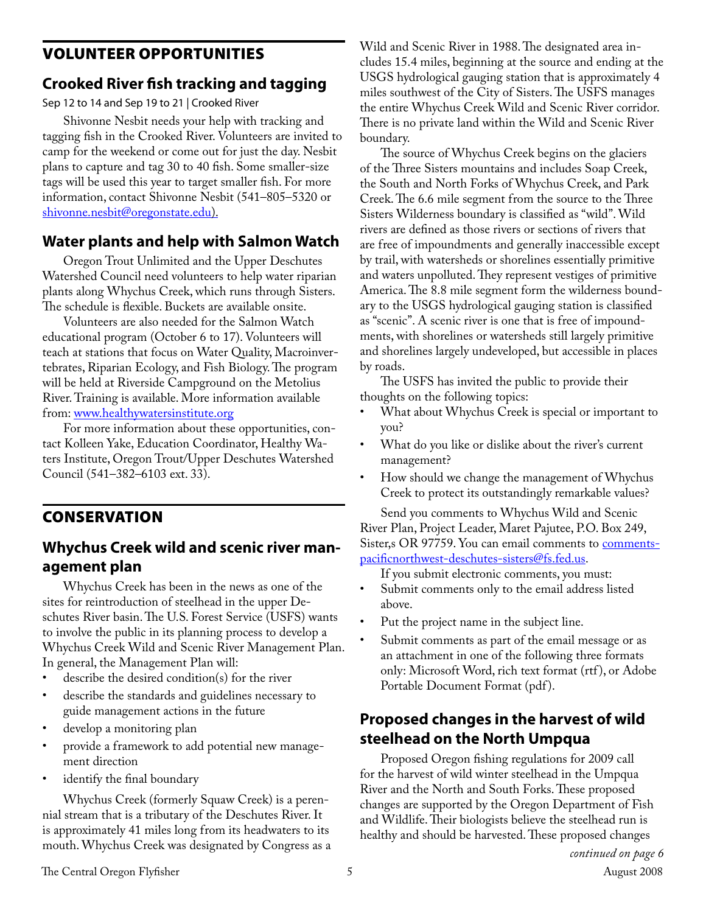## VOLUNTEER OPPORTUNITIES

### Crooked River fish tracking and tagging

Sep 12 to 14 and Sep 19 to 21 | Crooked River

Shivonne Nesbit needs your help with tracking and tagging fish in the Crooked River. Volunteers are invited to camp for the weekend or come out for just the day. Nesbit plans to capture and tag 30 to 40 fish. Some smaller-size tags will be used this year to target smaller fish. For more information, contact Shivonne Nesbit (541–805–5320 or shivonne.nesbit@oregonstate.edu).

### Water plants and help with Salmon Watch

Oregon Trout Unlimited and the Upper Deschutes Watershed Council need volunteers to help water riparian plants along Whychus Creek, which runs through Sisters. The schedule is flexible. Buckets are available onsite.

Volunteers are also needed for the Salmon Watch educational program (October 6 to 17). Volunteers will teach at stations that focus on Water Quality, Macroinvertebrates, Riparian Ecology, and Fish Biology. The program will be held at Riverside Campground on the Metolius River. Training is available. More information available from: www.healthywatersinstitute.org

For more information about these opportunities, contact Kolleen Yake, Education Coordinator, Healthy Waters Institute, Oregon Trout/Upper Deschutes Watershed Council (541–382–6103 ext. 33).

## CONSERVATION

### Whychus Creek wild and scenic river management plan

Whychus Creek has been in the news as one of the sites for reintroduction of steelhead in the upper Deschutes River basin. The U.S. Forest Service (USFS) wants to involve the public in its planning process to develop a Whychus Creek Wild and Scenic River Management Plan. In general, the Management Plan will:

- describe the desired condition(s) for the river
- describe the standards and guidelines necessary to guide management actions in the future
- develop a monitoring plan
- provide a framework to add potential new management direction
- identify the final boundary

Whychus Creek (formerly Squaw Creek) is a perennial stream that is a tributary of the Deschutes River. It is approximately 41 miles long from its headwaters to its mouth. Whychus Creek was designated by Congress as a Wild and Scenic River in 1988. The designated area includes 15.4 miles, beginning at the source and ending at the USGS hydrological gauging station that is approximately 4 miles southwest of the City of Sisters. The USFS manages the entire Whychus Creek Wild and Scenic River corridor. There is no private land within the Wild and Scenic River boundary.

The source of Whychus Creek begins on the glaciers of the Three Sisters mountains and includes Soap Creek, the South and North Forks of Whychus Creek, and Park Creek. The 6.6 mile segment from the source to the Three Sisters Wilderness boundary is classified as "wild". Wild rivers are defined as those rivers or sections of rivers that are free of impoundments and generally inaccessible except by trail, with watersheds or shorelines essentially primitive and waters unpolluted. They represent vestiges of primitive America. The 8.8 mile segment form the wilderness boundary to the USGS hydrological gauging station is classified as "scenic". A scenic river is one that is free of impoundments, with shorelines or watersheds still largely primitive and shorelines largely undeveloped, but accessible in places by roads.

The USFS has invited the public to provide their thoughts on the following topics:

- What about Whychus Creek is special or important to you?
- What do you like or dislike about the river's current management?
- How should we change the management of Whychus Creek to protect its outstandingly remarkable values?

Send you comments to Whychus Wild and Scenic River Plan, Project Leader, Maret Pajutee, P.O. Box 249, Sister,s OR 97759. You can email comments to comments-pacificnorthwest-deschutes-sisters@fs.fed.us.

If you submit electronic comments, you must:

- Submit comments only to the email address listed above.
- Put the project name in the subject line.
- Submit comments as part of the email message or as an attachment in one of the following three formats only: Microsoft Word, rich text format (rtf), or Adobe Portable Document Format (pdf).

### Proposed changes in the harvest of wild steelhead on the North Umpqua

Proposed Oregon fishing regulations for 2009 call for the harvest of wild winter steelhead in the Umpqua River and the North and South Forks. These proposed changes are supported by the Oregon Department of Fish and Wildlife. Their biologists believe the steelhead run is healthy and should be harvested. These proposed changes

*continued on page 6*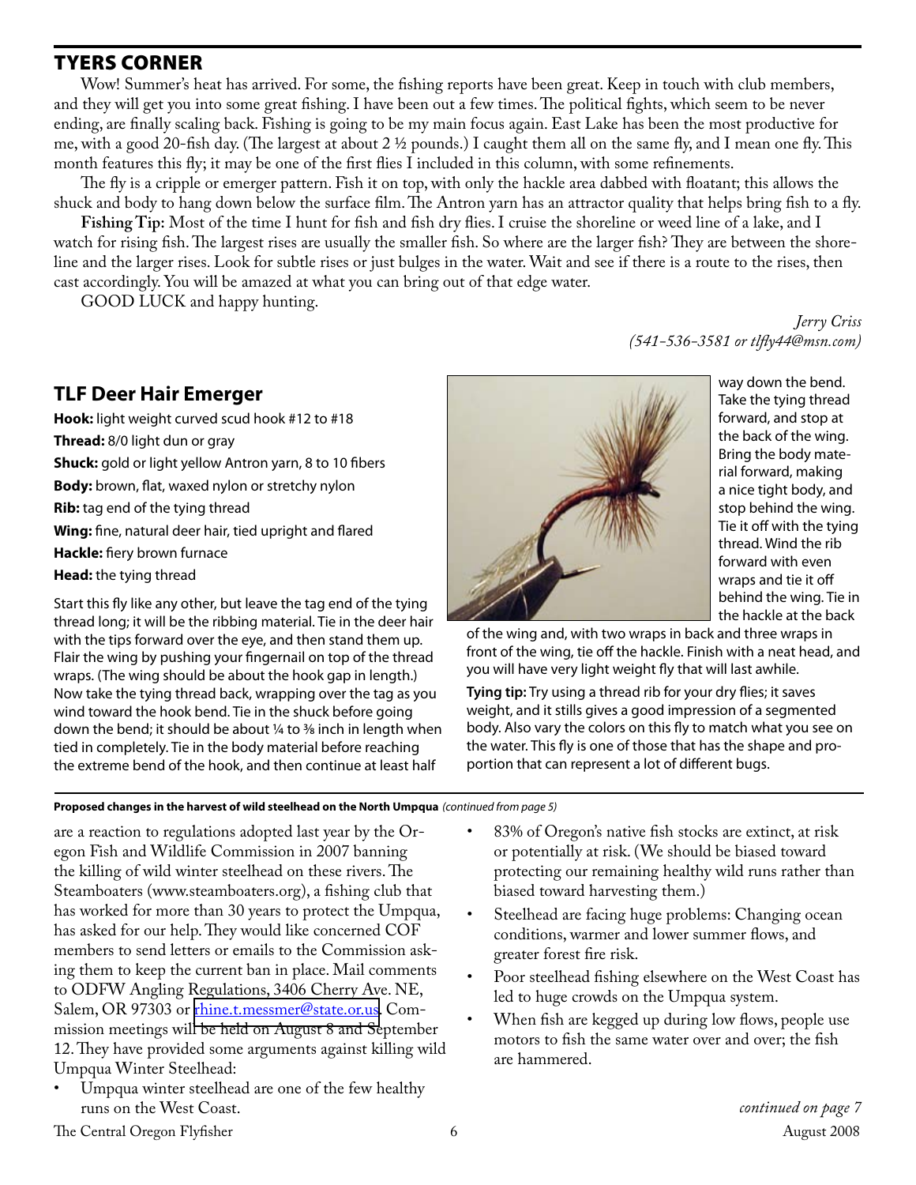## TYERS CORNER

Wow! Summer's heat has arrived. For some, the fishing reports have been great. Keep in touch with club members, and they will get you into some great fishing. I have been out a few times. The political fights, which seem to be never ending, are finally scaling back. Fishing is going to be my main focus again. East Lake has been the most productive for me, with a good 20-fish day. (The largest at about 2 ½ pounds.) I caught them all on the same fly, and I mean one fly. This month features this fly; it may be one of the first flies I included in this column, with some refinements.

The fly is a cripple or emerger pattern. Fish it on top, with only the hackle area dabbed with floatant; this allows the shuck and body to hang down below the surface film. The Antron yarn has an attractor quality that helps bring fish to a fly.

**Fishing Tip:** Most of the time I hunt for fish and fish dry flies. I cruise the shoreline or weed line of a lake, and I watch for rising fish. The largest rises are usually the smaller fish. So where are the larger fish? They are between the shoreline and the larger rises. Look for subtle rises or just bulges in the water. Wait and see if there is a route to the rises, then cast accordingly. You will be amazed at what you can bring out of that edge water.

GOOD LUCK and happy hunting.

*Jerry Criss*
*(541-536-3581 or tlfly44@msn.com)*

### TLF Deer Hair Emerger

**Hook:** light weight curved scud hook #12 to #18
**Thread:** 8/0 light dun or gray
**Shuck:** gold or light yellow Antron yarn, 8 to 10 fibers
**Body:** brown, flat, waxed nylon or stretchy nylon
**Rib:** tag end of the tying thread
**Wing:** fine, natural deer hair, tied upright and flared
**Hackle:** fiery brown furnace
**Head:** the tying thread

Start this fly like any other, but leave the tag end of the tying thread long; it will be the ribbing material. Tie in the deer hair with the tips forward over the eye, and then stand them up. Flair the wing by pushing your fingernail on top of the thread wraps. (The wing should be about the hook gap in length.) Now take the tying thread back, wrapping over the tag as you wind toward the hook bend. Tie in the shuck before going down the bend; it should be about ¼ to ⅜ inch in length when tied in completely. Tie in the body material before reaching the extreme bend of the hook, and then continue at least half way down the bend. Take the tying thread forward, and stop at the back of the wing. Bring the body material forward, making a nice tight body, and stop behind the wing. Tie it off with the tying thread. Wind the rib forward with even wraps and tie it off behind the wing. Tie in the hackle at the back of the wing and, with two wraps in back and three wraps in front of the wing, tie off the hackle. Finish with a neat head, and you will have very light weight fly that will last awhile.

**Tying tip:** Try using a thread rib for your dry flies; it saves weight, and it stills gives a good impression of a segmented body. Also vary the colors on this fly to match what you see on the water. This fly is one of those that has the shape and proportion that can represent a lot of different bugs.

---

**Proposed changes in the harvest of wild steelhead on the North Umpqua** *(continued from page 5)*

are a reaction to regulations adopted last year by the Oregon Fish and Wildlife Commission in 2007 banning the killing of wild winter steelhead on these rivers. The Steamboaters (www.steamboaters.org), a fishing club that has worked for more than 30 years to protect the Umpqua, has asked for our help. They would like concerned COF members to send letters or emails to the Commission asking them to keep the current ban in place. Mail comments to ODFW Angling Regulations, 3406 Cherry Ave. NE, Salem, OR 97303 or rhine.t.messmer@state.or.us. Commission meetings will be held on August 8 and September 12. They have provided some arguments against killing wild Umpqua Winter Steelhead:

- Umpqua winter steelhead are one of the few healthy runs on the West Coast.
- 83% of Oregon's native fish stocks are extinct, at risk or potentially at risk. (We should be biased toward protecting our remaining healthy wild runs rather than biased toward harvesting them.)
- Steelhead are facing huge problems: Changing ocean conditions, warmer and lower summer flows, and greater forest fire risk.
- Poor steelhead fishing elsewhere on the West Coast has led to huge crowds on the Umpqua system.
- When fish are kegged up during low flows, people use motors to fish the same water over and over; the fish are hammered.

*continued on page 7*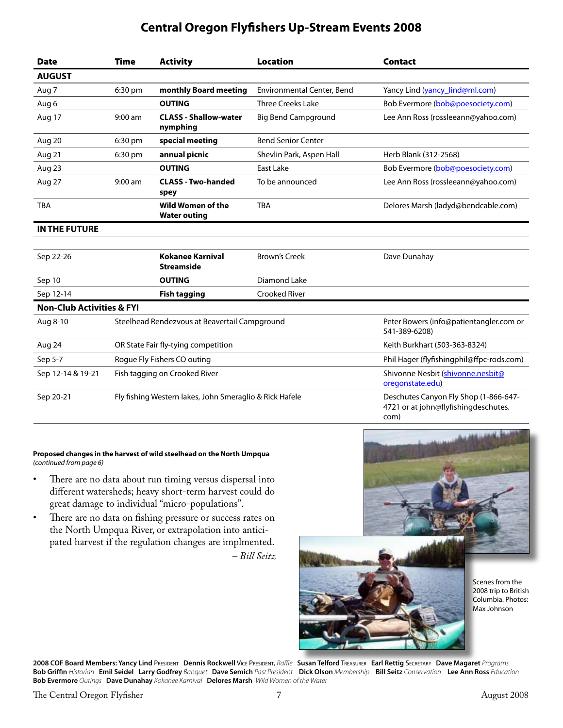# Central Oregon Flyfishers Up-Stream Events 2008

| Date | Time | Activity | Location | Contact |
|---|---|---|---|---|
| **AUGUST** | | | | |
| Aug 7 | 6:30 pm | **monthly Board meeting** | Environmental Center, Bend | Yancy Lind (yancy_lind@ml.com) |
| Aug 6 | | **OUTING** | Three Creeks Lake | Bob Evermore (bob@poesociety.com) |
| Aug 17 | 9:00 am | **CLASS - Shallow-water nymphing** | Big Bend Campground | Lee Ann Ross (rossleeann@yahoo.com) |
| Aug 20 | 6:30 pm | **special meeting** | Bend Senior Center | |
| Aug 21 | 6:30 pm | **annual picnic** | Shevlin Park, Aspen Hall | Herb Blank (312-2568) |
| Aug 23 | | **OUTING** | East Lake | Bob Evermore (bob@poesociety.com) |
| Aug 27 | 9:00 am | **CLASS - Two-handed spey** | To be announced | Lee Ann Ross (rossleeann@yahoo.com) |
| TBA | | **Wild Women of the Water outing** | TBA | Delores Marsh (ladyd@bendcable.com) |
| **IN THE FUTURE** | | | | |
| Sep 22-26 | | **Kokanee Karnival Streamside** | Brown's Creek | Dave Dunahay |
| Sep 10 | | **OUTING** | Diamond Lake | |
| Sep 12-14 | | **Fish tagging** | Crooked River | |
| **Non-Club Activities & FYI** | | | | |
| Aug 8-10 | Steelhead Rendezvous at Beavertail Campground | | | Peter Bowers (info@patientangler.com or 541-389-6208) |
| Aug 24 | OR State Fair fly-tying competition | | | Keith Burkhart (503-363-8324) |
| Sep 5-7 | Rogue Fly Fishers CO outing | | | Phil Hager (flyfishingphil@ffpc-rods.com) |
| Sep 12-14 & 19-21 | Fish tagging on Crooked River | | | Shivonne Nesbit (shivonne.nesbit@oregonstate.edu) |
| Sep 20-21 | Fly fishing Western lakes, John Smeraglio & Rick Hafele | | | Deschutes Canyon Fly Shop (1-866-647-4721 or at john@flyfishingdeschutes.com) |

**Proposed changes in the harvest of wild steelhead on the North Umpqua**
*(continued from page 6)*

- There are no data about run timing versus dispersal into different watersheds; heavy short-term harvest could do great damage to individual "micro-populations".
- There are no data on fishing pressure or success rates on the North Umpqua River, or extrapolation into anticipated harvest if the regulation changes are implmented.

*– Bill Seitz*

Scenes from the 2008 trip to British Columbia. Photos: Max Johnson

**2008 COF Board Members: Yancy Lind** President **Dennis Rockwell** Vice President, *Raffle* **Susan Telford** Treasurer **Earl Rettig** Secretary **Dave Magaret** *Programs* **Bob Griffin** *Historian* **Emil Seidel** **Larry Godfrey** *Banquet* **Dave Semich** *Past President* **Dick Olson** *Membership* **Bill Seitz** *Conservation* **Lee Ann Ross** *Education* **Bob Evermore** *Outings* **Dave Dunahay** *Kokanee Karnival* **Delores Marsh** *Wild Women of the Water*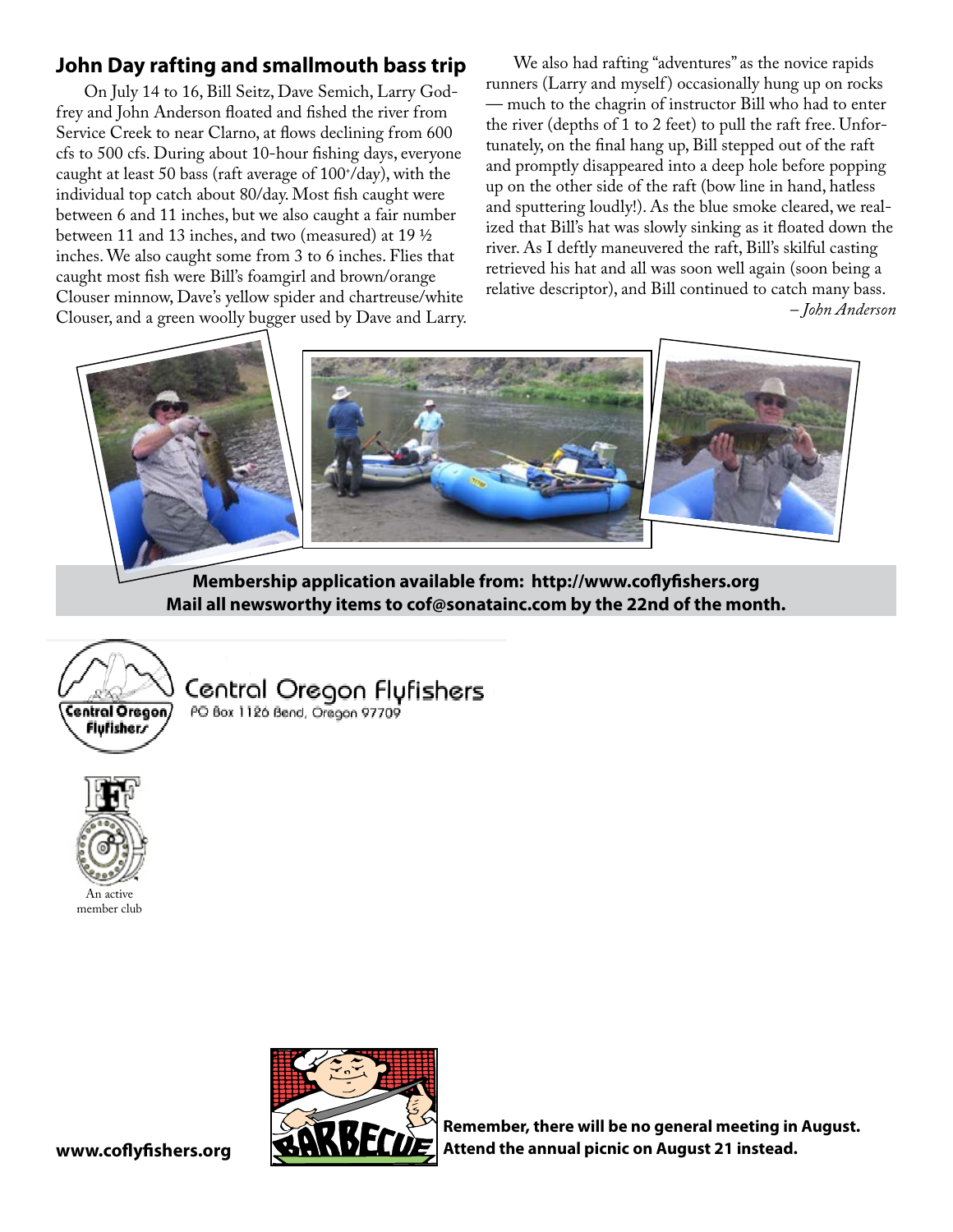## John Day rafting and smallmouth bass trip

On July 14 to 16, Bill Seitz, Dave Semich, Larry Godfrey and John Anderson floated and fished the river from Service Creek to near Clarno, at flows declining from 600 cfs to 500 cfs. During about 10-hour fishing days, everyone caught at least 50 bass (raft average of 100+/day), with the individual top catch about 80/day. Most fish caught were between 6 and 11 inches, but we also caught a fair number between 11 and 13 inches, and two (measured) at 19 ½ inches. We also caught some from 3 to 6 inches. Flies that caught most fish were Bill's foamgirl and brown/orange Clouser minnow, Dave's yellow spider and chartreuse/white Clouser, and a green woolly bugger used by Dave and Larry.

We also had rafting "adventures" as the novice rapids runners (Larry and myself) occasionally hung up on rocks — much to the chagrin of instructor Bill who had to enter the river (depths of 1 to 2 feet) to pull the raft free. Unfortunately, on the final hang up, Bill stepped out of the raft and promptly disappeared into a deep hole before popping up on the other side of the raft (bow line in hand, hatless and sputtering loudly!). As the blue smoke cleared, we realized that Bill's hat was slowly sinking as it floated down the river. As I deftly maneuvered the raft, Bill's skilful casting retrieved his hat and all was soon well again (soon being a relative descriptor), and Bill continued to catch many bass.

*– John Anderson*

**Membership application available from: http://www.coflyfishers.org**
**Mail all newsworthy items to cof@sonatainc.com by the 22nd of the month.**

Central Oregon Flyfishers

PO Box 1126 Bend, Oregon 97709

An active member club

**www.coflyfishers.org**

**Remember, there will be no general meeting in August. Attend the annual picnic on August 21 instead.**